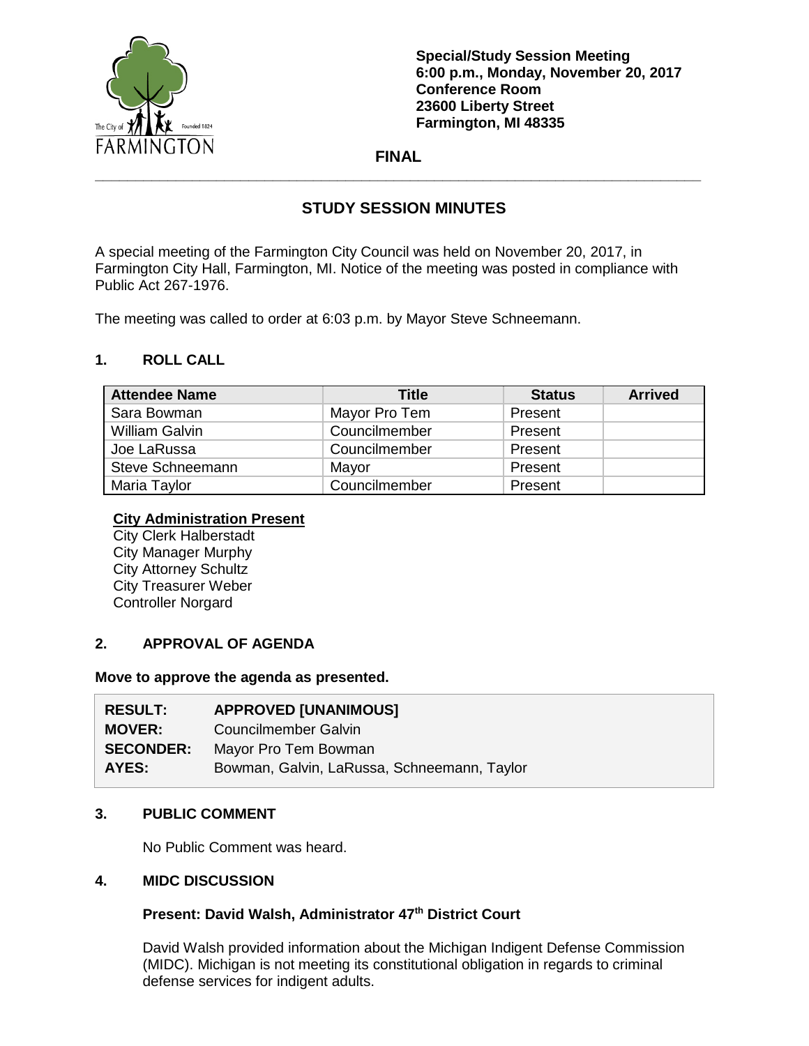**Special/Study Session Meeting**
**6:00 p.m., Monday, November 20, 2017**
**Conference Room**
**23600 Liberty Street**
**Farmington, MI 48335**

**FINAL**

# STUDY SESSION MINUTES

A special meeting of the Farmington City Council was held on November 20, 2017, in Farmington City Hall, Farmington, MI. Notice of the meeting was posted in compliance with Public Act 267-1976.

The meeting was called to order at 6:03 p.m. by Mayor Steve Schneemann.

## 1. ROLL CALL

| Attendee Name | Title | Status | Arrived |
|---|---|---|---|
| Sara Bowman | Mayor Pro Tem | Present | |
| William Galvin | Councilmember | Present | |
| Joe LaRussa | Councilmember | Present | |
| Steve Schneemann | Mayor | Present | |
| Maria Taylor | Councilmember | Present | |

**City Administration Present**
City Clerk Halberstadt
City Manager Murphy
City Attorney Schultz
City Treasurer Weber
Controller Norgard

## 2. APPROVAL OF AGENDA

**Move to approve the agenda as presented.**

| | |
|---|---|
| **RESULT:** | **APPROVED [UNANIMOUS]** |
| **MOVER:** | Councilmember Galvin |
| **SECONDER:** | Mayor Pro Tem Bowman |
| **AYES:** | Bowman, Galvin, LaRussa, Schneemann, Taylor |

## 3. PUBLIC COMMENT

No Public Comment was heard.

## 4. MIDC DISCUSSION

**Present: David Walsh, Administrator 47th District Court**

David Walsh provided information about the Michigan Indigent Defense Commission (MIDC). Michigan is not meeting its constitutional obligation in regards to criminal defense services for indigent adults.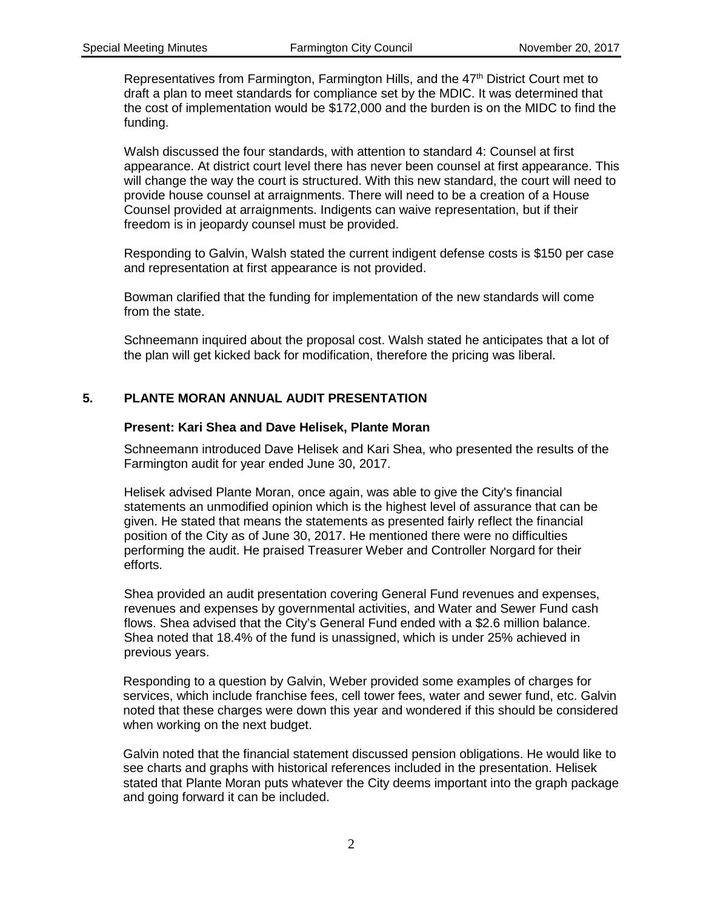Representatives from Farmington, Farmington Hills, and the 47th District Court met to draft a plan to meet standards for compliance set by the MDIC. It was determined that the cost of implementation would be $172,000 and the burden is on the MIDC to find the funding.

Walsh discussed the four standards, with attention to standard 4: Counsel at first appearance. At district court level there has never been counsel at first appearance. This will change the way the court is structured. With this new standard, the court will need to provide house counsel at arraignments. There will need to be a creation of a House Counsel provided at arraignments. Indigents can waive representation, but if their freedom is in jeopardy counsel must be provided.

Responding to Galvin, Walsh stated the current indigent defense costs is $150 per case and representation at first appearance is not provided.

Bowman clarified that the funding for implementation of the new standards will come from the state.

Schneemann inquired about the proposal cost. Walsh stated he anticipates that a lot of the plan will get kicked back for modification, therefore the pricing was liberal.

## 5. PLANTE MORAN ANNUAL AUDIT PRESENTATION

**Present: Kari Shea and Dave Helisek, Plante Moran**

Schneemann introduced Dave Helisek and Kari Shea, who presented the results of the Farmington audit for year ended June 30, 2017.

Helisek advised Plante Moran, once again, was able to give the City's financial statements an unmodified opinion which is the highest level of assurance that can be given. He stated that means the statements as presented fairly reflect the financial position of the City as of June 30, 2017. He mentioned there were no difficulties performing the audit. He praised Treasurer Weber and Controller Norgard for their efforts.

Shea provided an audit presentation covering General Fund revenues and expenses, revenues and expenses by governmental activities, and Water and Sewer Fund cash flows. Shea advised that the City's General Fund ended with a $2.6 million balance. Shea noted that 18.4% of the fund is unassigned, which is under 25% achieved in previous years.

Responding to a question by Galvin, Weber provided some examples of charges for services, which include franchise fees, cell tower fees, water and sewer fund, etc. Galvin noted that these charges were down this year and wondered if this should be considered when working on the next budget.

Galvin noted that the financial statement discussed pension obligations. He would like to see charts and graphs with historical references included in the presentation. Helisek stated that Plante Moran puts whatever the City deems important into the graph package and going forward it can be included.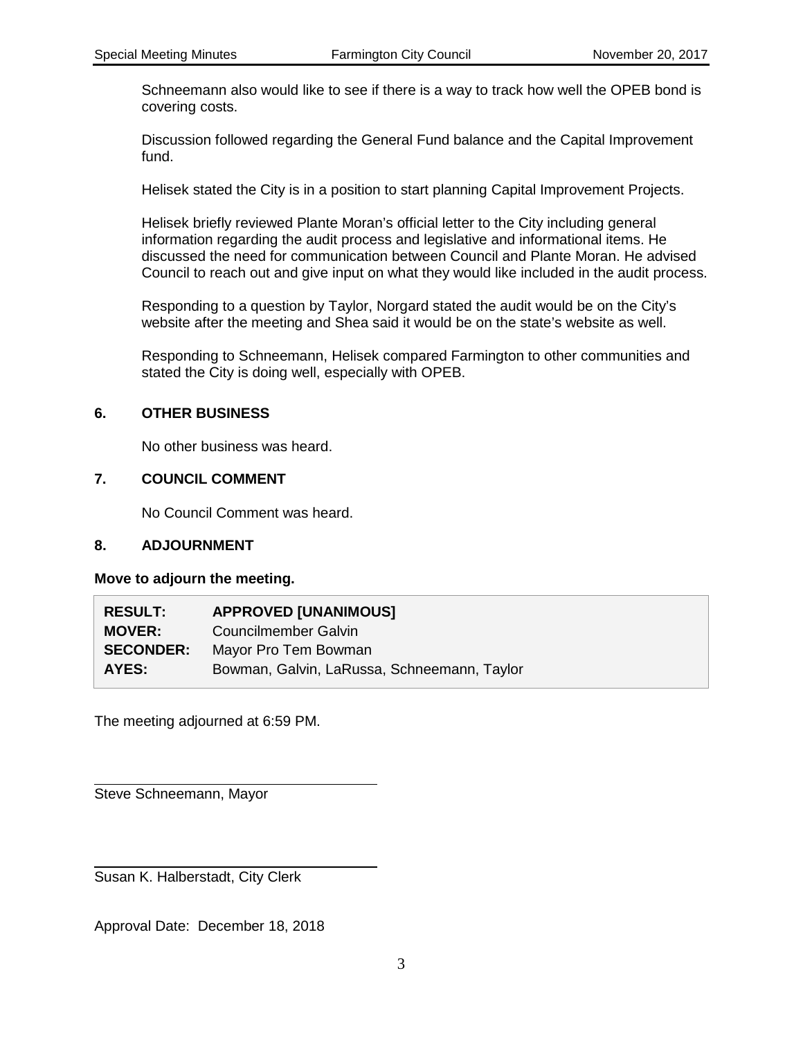Schneemann also would like to see if there is a way to track how well the OPEB bond is covering costs.

Discussion followed regarding the General Fund balance and the Capital Improvement fund.

Helisek stated the City is in a position to start planning Capital Improvement Projects.

Helisek briefly reviewed Plante Moran's official letter to the City including general information regarding the audit process and legislative and informational items. He discussed the need for communication between Council and Plante Moran. He advised Council to reach out and give input on what they would like included in the audit process.

Responding to a question by Taylor, Norgard stated the audit would be on the City's website after the meeting and Shea said it would be on the state's website as well.

Responding to Schneemann, Helisek compared Farmington to other communities and stated the City is doing well, especially with OPEB.

## 6. OTHER BUSINESS

No other business was heard.

## 7. COUNCIL COMMENT

No Council Comment was heard.

## 8. ADJOURNMENT

**Move to adjourn the meeting.**

| | |
|---|---|
| **RESULT:** | **APPROVED [UNANIMOUS]** |
| **MOVER:** | Councilmember Galvin |
| **SECONDER:** | Mayor Pro Tem Bowman |
| **AYES:** | Bowman, Galvin, LaRussa, Schneemann, Taylor |

The meeting adjourned at 6:59 PM.

Steve Schneemann, Mayor

Susan K. Halberstadt, City Clerk

Approval Date: December 18, 2018